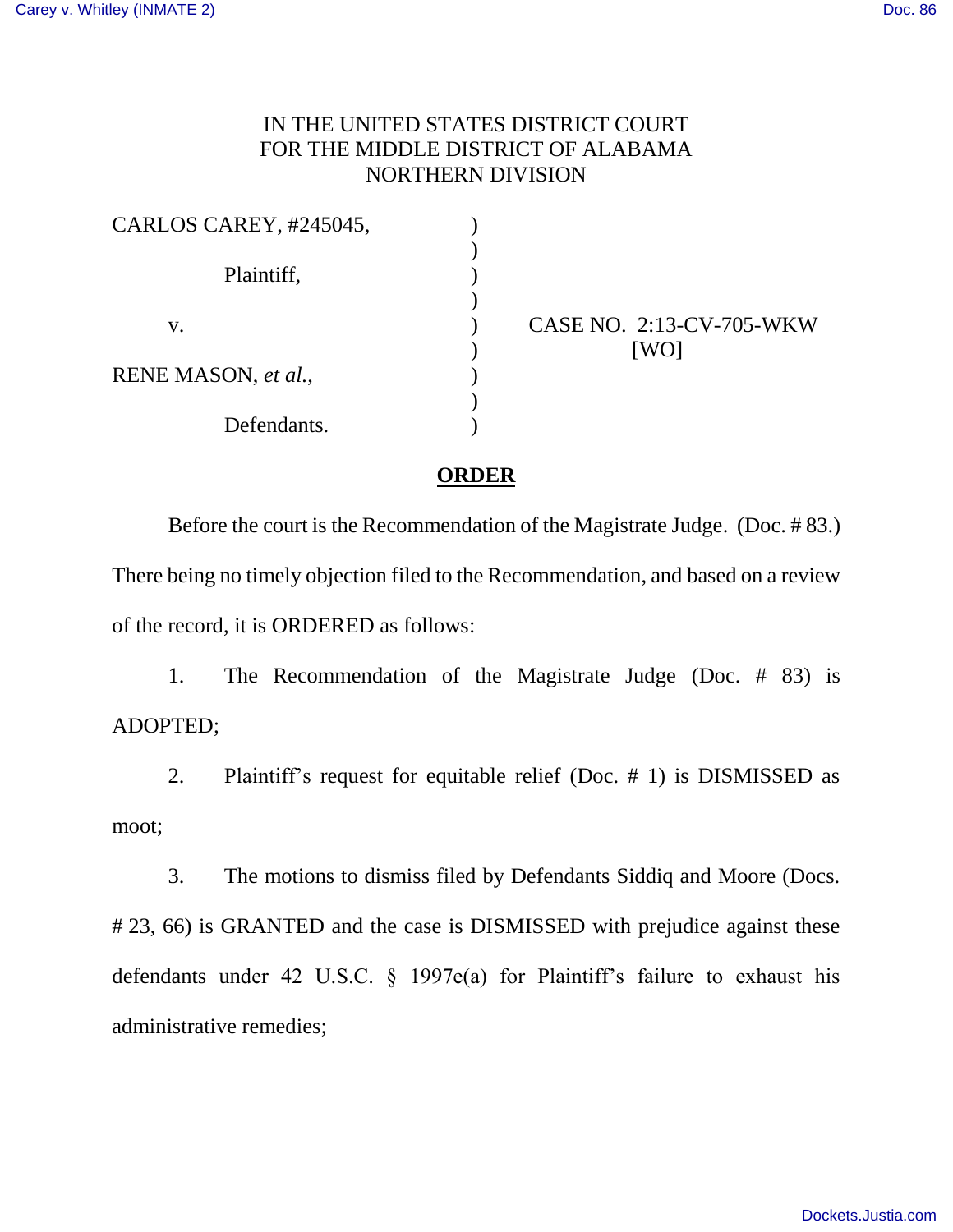IN THE UNITED STATES DISTRICT COURT
FOR THE MIDDLE DISTRICT OF ALABAMA
NORTHERN DIVISION

| | | |
|---|---|---|
| CARLOS CAREY, #245045, | ) | |
| Plaintiff, | ) | |
| v. | ) | CASE NO. 2:13-CV-705-WKW [WO] |
| RENE MASON, *et al.*, | ) | |
| Defendants. | ) | |

## **ORDER**

Before the court is the Recommendation of the Magistrate Judge. (Doc. # 83.) There being no timely objection filed to the Recommendation, and based on a review of the record, it is ORDERED as follows:

1. The Recommendation of the Magistrate Judge (Doc. # 83) is ADOPTED;

2. Plaintiff's request for equitable relief (Doc. # 1) is DISMISSED as moot;

3. The motions to dismiss filed by Defendants Siddiq and Moore (Docs. # 23, 66) is GRANTED and the case is DISMISSED with prejudice against these defendants under 42 U.S.C. § 1997e(a) for Plaintiff's failure to exhaust his administrative remedies;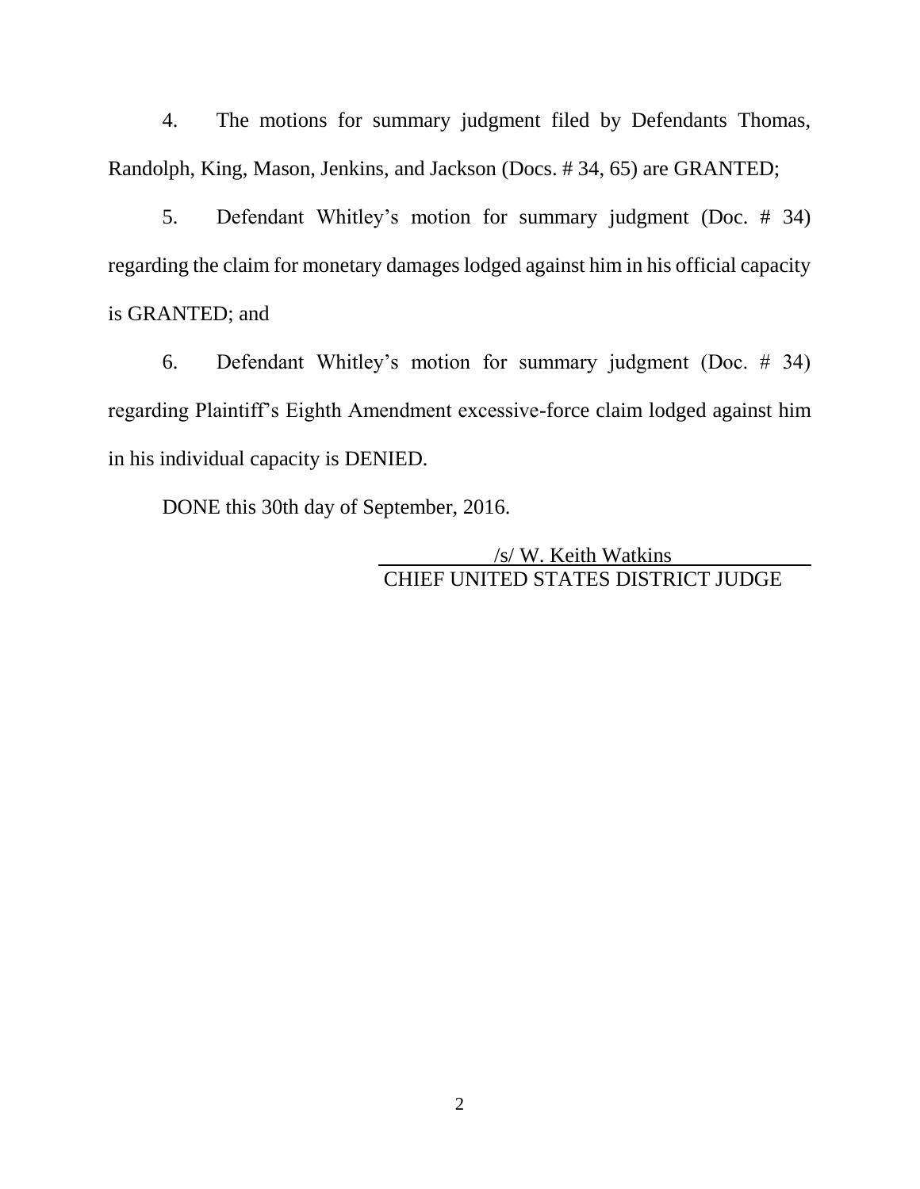4. The motions for summary judgment filed by Defendants Thomas, Randolph, King, Mason, Jenkins, and Jackson (Docs. # 34, 65) are GRANTED;

5. Defendant Whitley's motion for summary judgment (Doc. # 34) regarding the claim for monetary damages lodged against him in his official capacity is GRANTED; and

6. Defendant Whitley's motion for summary judgment (Doc. # 34) regarding Plaintiff's Eighth Amendment excessive-force claim lodged against him in his individual capacity is DENIED.

DONE this 30th day of September, 2016.

/s/ W. Keith Watkins
CHIEF UNITED STATES DISTRICT JUDGE